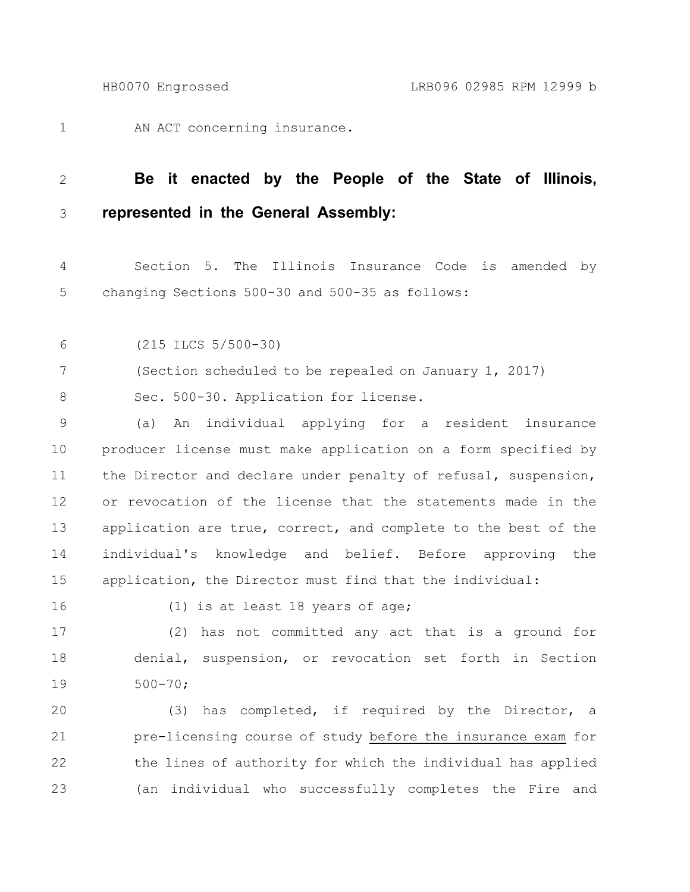AN ACT concerning insurance.

**Be it enacted by the People of the State of Illinois, represented in the General Assembly:**

Section 5. The Illinois Insurance Code is amended by changing Sections 500-30 and 500-35 as follows:

(215 ILCS 5/500-30)

(Section scheduled to be repealed on January 1, 2017)

Sec. 500-30. Application for license.

(a) An individual applying for a resident insurance producer license must make application on a form specified by the Director and declare under penalty of refusal, suspension, or revocation of the license that the statements made in the application are true, correct, and complete to the best of the individual's knowledge and belief. Before approving the application, the Director must find that the individual:

(1) is at least 18 years of age;

(2) has not committed any act that is a ground for denial, suspension, or revocation set forth in Section 500-70;

(3) has completed, if required by the Director, a pre-licensing course of study <u>before the insurance exam</u> for the lines of authority for which the individual has applied (an individual who successfully completes the Fire and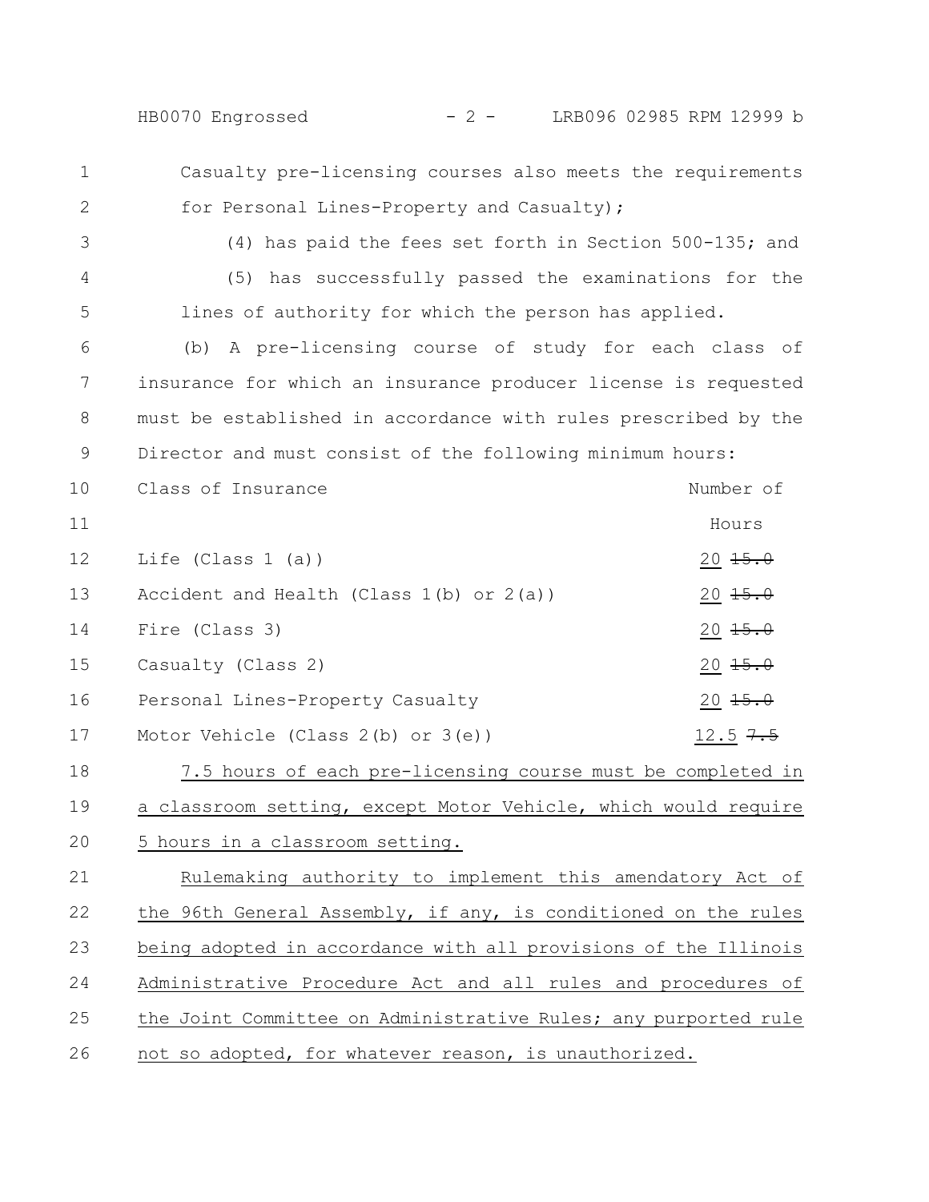Casualty pre-licensing courses also meets the requirements for Personal Lines-Property and Casualty);

(4) has paid the fees set forth in Section 500-135; and

(5) has successfully passed the examinations for the lines of authority for which the person has applied.

(b) A pre-licensing course of study for each class of insurance for which an insurance producer license is requested must be established in accordance with rules prescribed by the Director and must consist of the following minimum hours:

| Class of Insurance | Number of Hours |
|---|---|
| Life (Class 1 (a)) | 20 ~~15.0~~ |
| Accident and Health (Class 1(b) or 2(a)) | 20 ~~15.0~~ |
| Fire (Class 3) | 20 ~~15.0~~ |
| Casualty (Class 2) | 20 ~~15.0~~ |
| Personal Lines-Property Casualty | 20 ~~15.0~~ |
| Motor Vehicle (Class 2(b) or 3(e)) | 12.5 ~~7.5~~ |

7.5 hours of each pre-licensing course must be completed in a classroom setting, except Motor Vehicle, which would require 5 hours in a classroom setting.

Rulemaking authority to implement this amendatory Act of the 96th General Assembly, if any, is conditioned on the rules being adopted in accordance with all provisions of the Illinois Administrative Procedure Act and all rules and procedures of the Joint Committee on Administrative Rules; any purported rule not so adopted, for whatever reason, is unauthorized.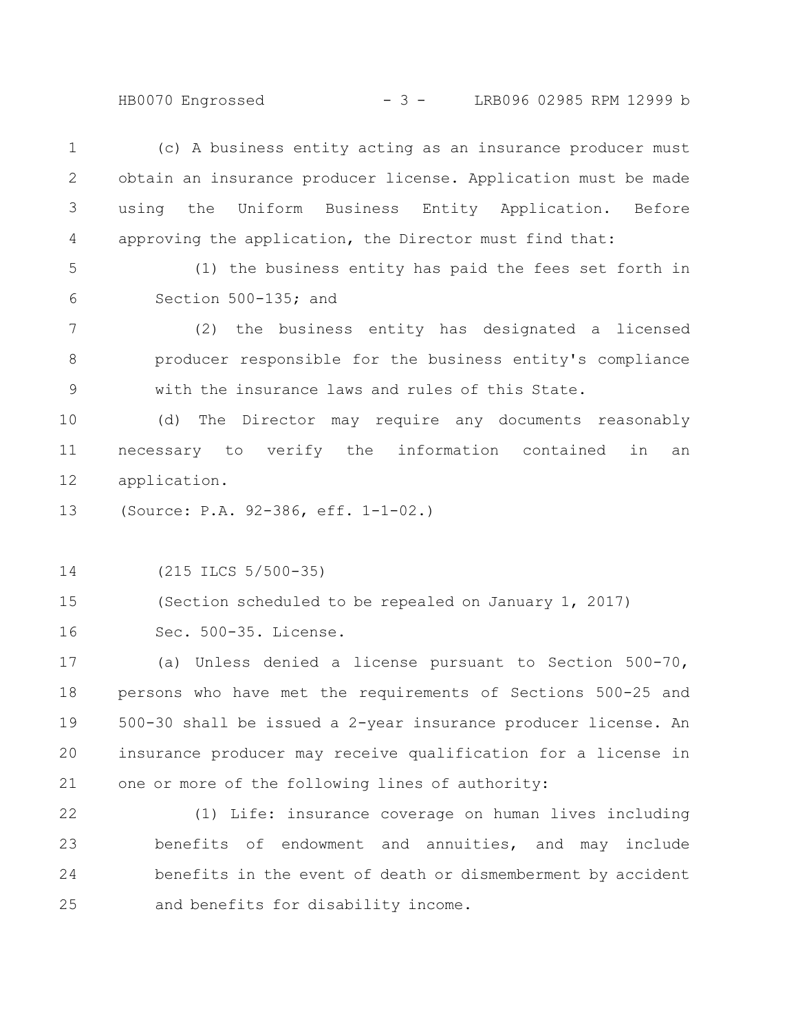(c) A business entity acting as an insurance producer must obtain an insurance producer license. Application must be made using the Uniform Business Entity Application. Before approving the application, the Director must find that:

(1) the business entity has paid the fees set forth in Section 500-135; and

(2) the business entity has designated a licensed producer responsible for the business entity's compliance with the insurance laws and rules of this State.

(d) The Director may require any documents reasonably necessary to verify the information contained in an application.

(Source: P.A. 92-386, eff. 1-1-02.)

(215 ILCS 5/500-35)

(Section scheduled to be repealed on January 1, 2017)

Sec. 500-35. License.

(a) Unless denied a license pursuant to Section 500-70, persons who have met the requirements of Sections 500-25 and 500-30 shall be issued a 2-year insurance producer license. An insurance producer may receive qualification for a license in one or more of the following lines of authority:

(1) Life: insurance coverage on human lives including benefits of endowment and annuities, and may include benefits in the event of death or dismemberment by accident and benefits for disability income.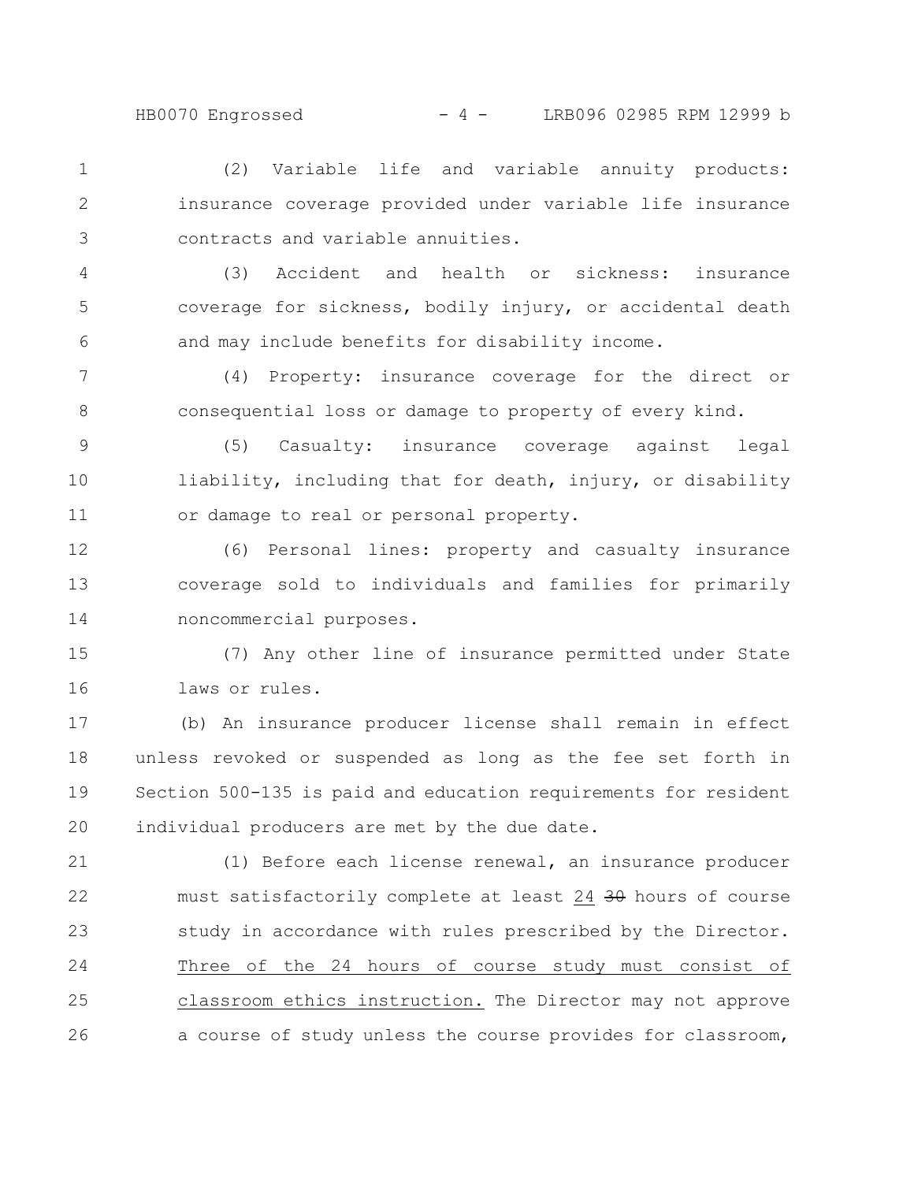(2) Variable life and variable annuity products: insurance coverage provided under variable life insurance contracts and variable annuities.

(3) Accident and health or sickness: insurance coverage for sickness, bodily injury, or accidental death and may include benefits for disability income.

(4) Property: insurance coverage for the direct or consequential loss or damage to property of every kind.

(5) Casualty: insurance coverage against legal liability, including that for death, injury, or disability or damage to real or personal property.

(6) Personal lines: property and casualty insurance coverage sold to individuals and families for primarily noncommercial purposes.

(7) Any other line of insurance permitted under State laws or rules.

(b) An insurance producer license shall remain in effect unless revoked or suspended as long as the fee set forth in Section 500-135 is paid and education requirements for resident individual producers are met by the due date.

(1) Before each license renewal, an insurance producer must satisfactorily complete at least <u>24</u> ~~30~~ hours of course study in accordance with rules prescribed by the Director. <u>Three of the 24 hours of course study must consist of classroom ethics instruction.</u> The Director may not approve a course of study unless the course provides for classroom,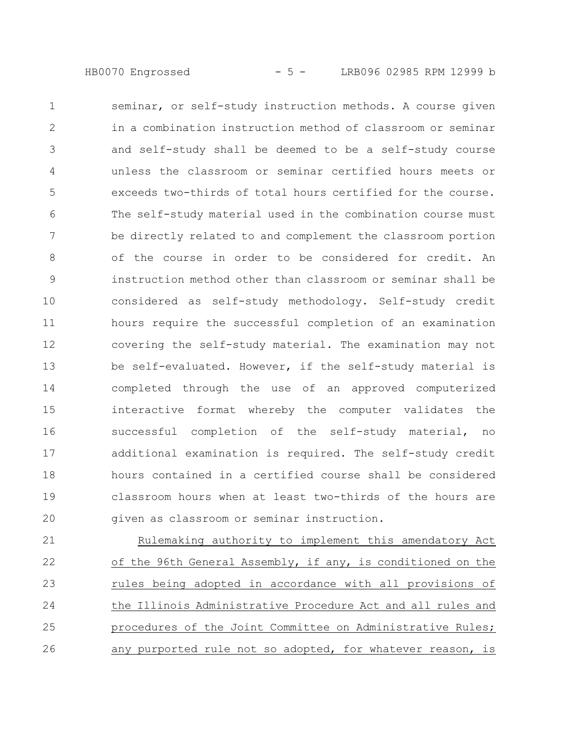seminar, or self-study instruction methods. A course given in a combination instruction method of classroom or seminar and self-study shall be deemed to be a self-study course unless the classroom or seminar certified hours meets or exceeds two-thirds of total hours certified for the course. The self-study material used in the combination course must be directly related to and complement the classroom portion of the course in order to be considered for credit. An instruction method other than classroom or seminar shall be considered as self-study methodology. Self-study credit hours require the successful completion of an examination covering the self-study material. The examination may not be self-evaluated. However, if the self-study material is completed through the use of an approved computerized interactive format whereby the computer validates the successful completion of the self-study material, no additional examination is required. The self-study credit hours contained in a certified course shall be considered classroom hours when at least two-thirds of the hours are given as classroom or seminar instruction.

Rulemaking authority to implement this amendatory Act of the 96th General Assembly, if any, is conditioned on the rules being adopted in accordance with all provisions of the Illinois Administrative Procedure Act and all rules and procedures of the Joint Committee on Administrative Rules; any purported rule not so adopted, for whatever reason, is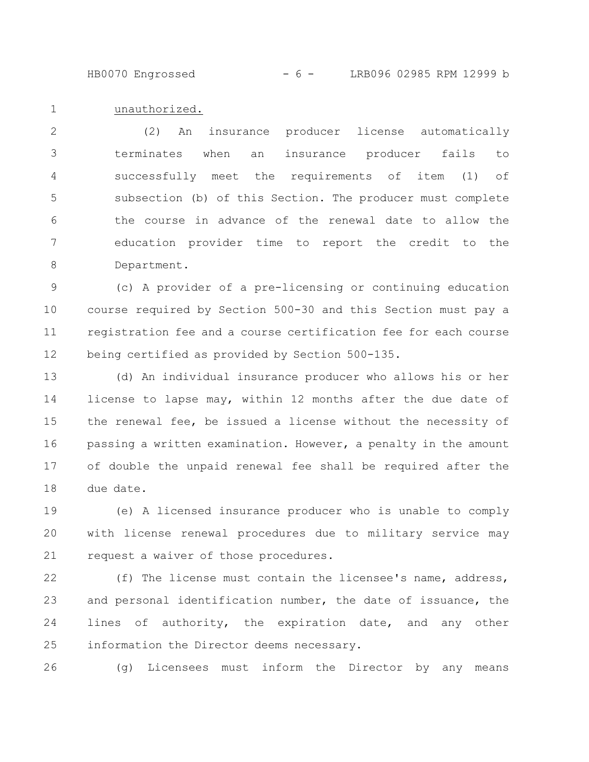unauthorized.

(2) An insurance producer license automatically terminates when an insurance producer fails to successfully meet the requirements of item (1) of subsection (b) of this Section. The producer must complete the course in advance of the renewal date to allow the education provider time to report the credit to the Department.

(c) A provider of a pre-licensing or continuing education course required by Section 500-30 and this Section must pay a registration fee and a course certification fee for each course being certified as provided by Section 500-135.

(d) An individual insurance producer who allows his or her license to lapse may, within 12 months after the due date of the renewal fee, be issued a license without the necessity of passing a written examination. However, a penalty in the amount of double the unpaid renewal fee shall be required after the due date.

(e) A licensed insurance producer who is unable to comply with license renewal procedures due to military service may request a waiver of those procedures.

(f) The license must contain the licensee's name, address, and personal identification number, the date of issuance, the lines of authority, the expiration date, and any other information the Director deems necessary.

(g) Licensees must inform the Director by any means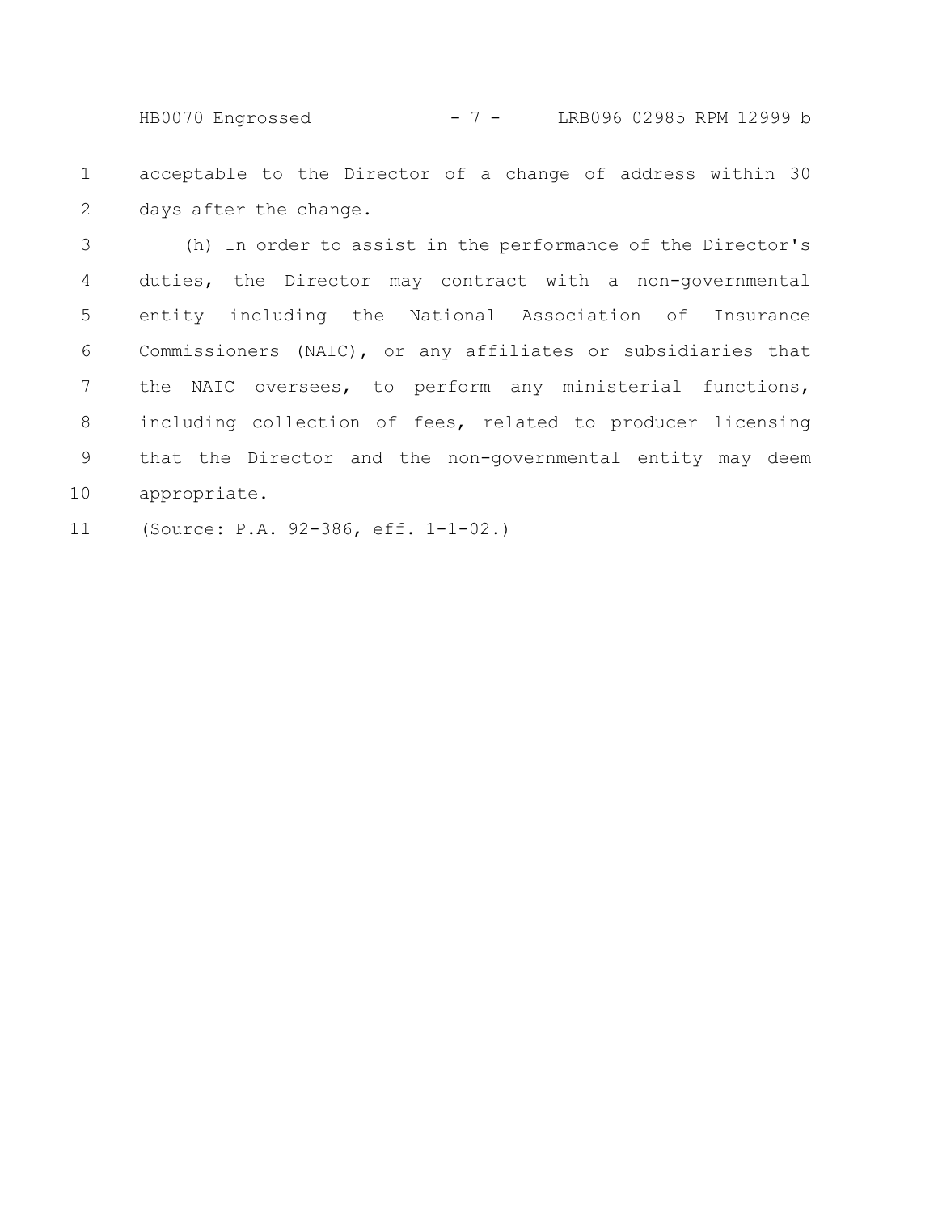acceptable to the Director of a change of address within 30 days after the change.

(h) In order to assist in the performance of the Director's duties, the Director may contract with a non-governmental entity including the National Association of Insurance Commissioners (NAIC), or any affiliates or subsidiaries that the NAIC oversees, to perform any ministerial functions, including collection of fees, related to producer licensing that the Director and the non-governmental entity may deem appropriate.

(Source: P.A. 92-386, eff. 1-1-02.)